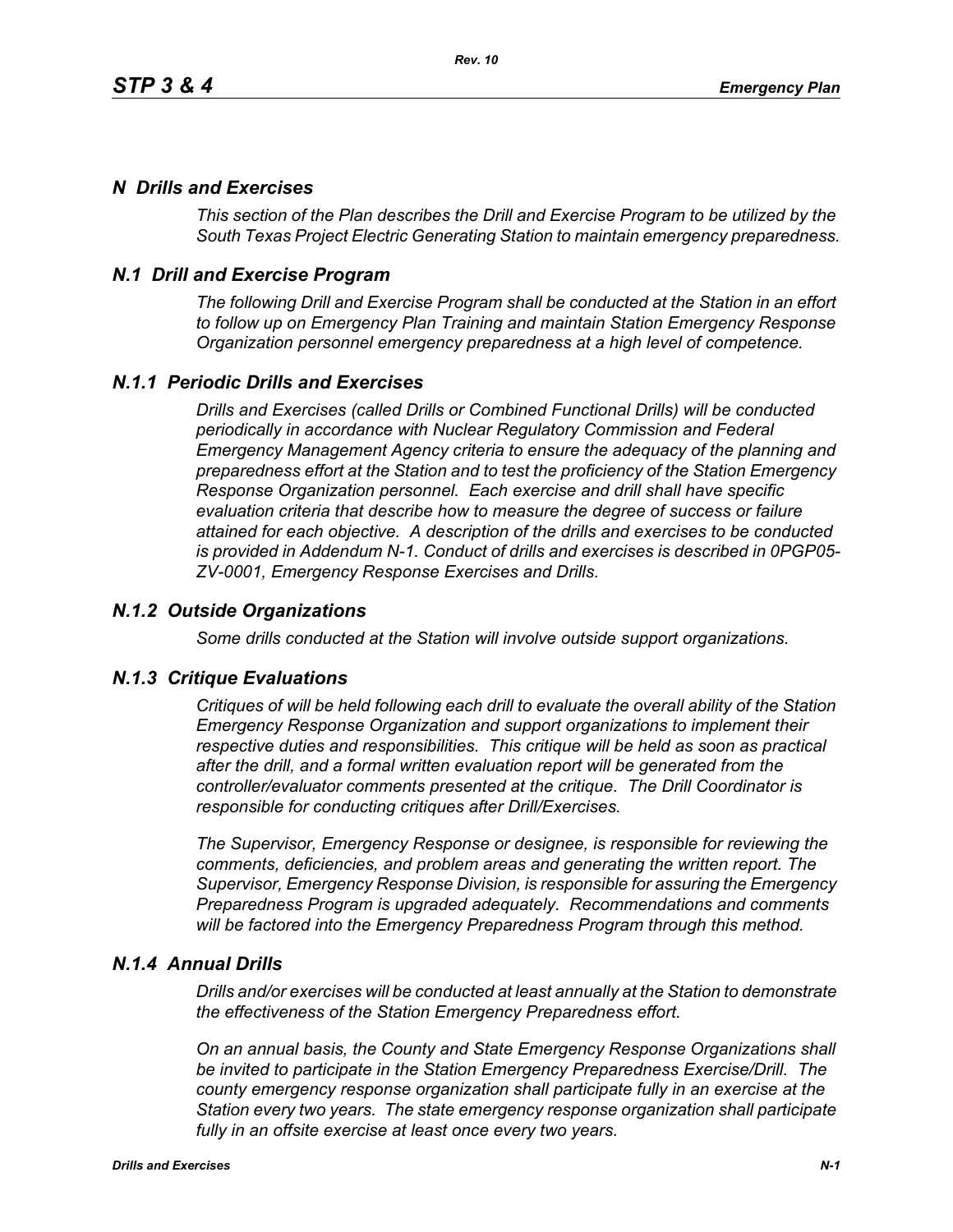## *N Drills and Exercises*

*This section of the Plan describes the Drill and Exercise Program to be utilized by the South Texas Project Electric Generating Station to maintain emergency preparedness.*

## *N.1 Drill and Exercise Program*

*The following Drill and Exercise Program shall be conducted at the Station in an effort to follow up on Emergency Plan Training and maintain Station Emergency Response Organization personnel emergency preparedness at a high level of competence.*

### *N.1.1 Periodic Drills and Exercises*

*Drills and Exercises (called Drills or Combined Functional Drills) will be conducted periodically in accordance with Nuclear Regulatory Commission and Federal Emergency Management Agency criteria to ensure the adequacy of the planning and preparedness effort at the Station and to test the proficiency of the Station Emergency Response Organization personnel. Each exercise and drill shall have specific evaluation criteria that describe how to measure the degree of success or failure attained for each objective. A description of the drills and exercises to be conducted is provided in Addendum N-1. Conduct of drills and exercises is described in 0PGP05-ZV-0001, Emergency Response Exercises and Drills.*

### *N.1.2 Outside Organizations*

*Some drills conducted at the Station will involve outside support organizations.*

### *N.1.3 Critique Evaluations*

*Critiques of will be held following each drill to evaluate the overall ability of the Station Emergency Response Organization and support organizations to implement their respective duties and responsibilities. This critique will be held as soon as practical after the drill, and a formal written evaluation report will be generated from the controller/evaluator comments presented at the critique. The Drill Coordinator is responsible for conducting critiques after Drill/Exercises.*

*The Supervisor, Emergency Response or designee, is responsible for reviewing the comments, deficiencies, and problem areas and generating the written report. The Supervisor, Emergency Response Division, is responsible for assuring the Emergency Preparedness Program is upgraded adequately. Recommendations and comments will be factored into the Emergency Preparedness Program through this method.*

### *N.1.4 Annual Drills*

*Drills and/or exercises will be conducted at least annually at the Station to demonstrate the effectiveness of the Station Emergency Preparedness effort.*

*On an annual basis, the County and State Emergency Response Organizations shall be invited to participate in the Station Emergency Preparedness Exercise/Drill. The county emergency response organization shall participate fully in an exercise at the Station every two years. The state emergency response organization shall participate fully in an offsite exercise at least once every two years.*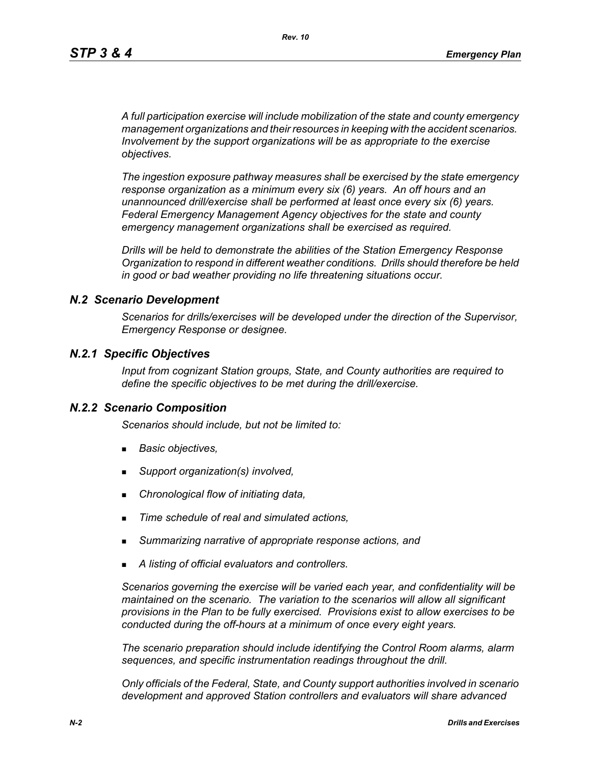*A full participation exercise will include mobilization of the state and county emergency management organizations and their resources in keeping with the accident scenarios. Involvement by the support organizations will be as appropriate to the exercise objectives.*

*The ingestion exposure pathway measures shall be exercised by the state emergency response organization as a minimum every six (6) years. An off hours and an unannounced drill/exercise shall be performed at least once every six (6) years. Federal Emergency Management Agency objectives for the state and county emergency management organizations shall be exercised as required.*

*Drills will be held to demonstrate the abilities of the Station Emergency Response Organization to respond in different weather conditions. Drills should therefore be held in good or bad weather providing no life threatening situations occur.*

## *N.2 Scenario Development*

*Scenarios for drills/exercises will be developed under the direction of the Supervisor, Emergency Response or designee.*

### *N.2.1 Specific Objectives*

*Input from cognizant Station groups, State, and County authorities are required to define the specific objectives to be met during the drill/exercise.*

### *N.2.2 Scenario Composition*

*Scenarios should include, but not be limited to:*

- *Basic objectives,*
- *Support organization(s) involved,*
- *Chronological flow of initiating data,*
- *Time schedule of real and simulated actions,*
- *Summarizing narrative of appropriate response actions, and*
- *A listing of official evaluators and controllers.*

*Scenarios governing the exercise will be varied each year, and confidentiality will be maintained on the scenario. The variation to the scenarios will allow all significant provisions in the Plan to be fully exercised. Provisions exist to allow exercises to be conducted during the off-hours at a minimum of once every eight years.*

*The scenario preparation should include identifying the Control Room alarms, alarm sequences, and specific instrumentation readings throughout the drill.*

*Only officials of the Federal, State, and County support authorities involved in scenario development and approved Station controllers and evaluators will share advanced*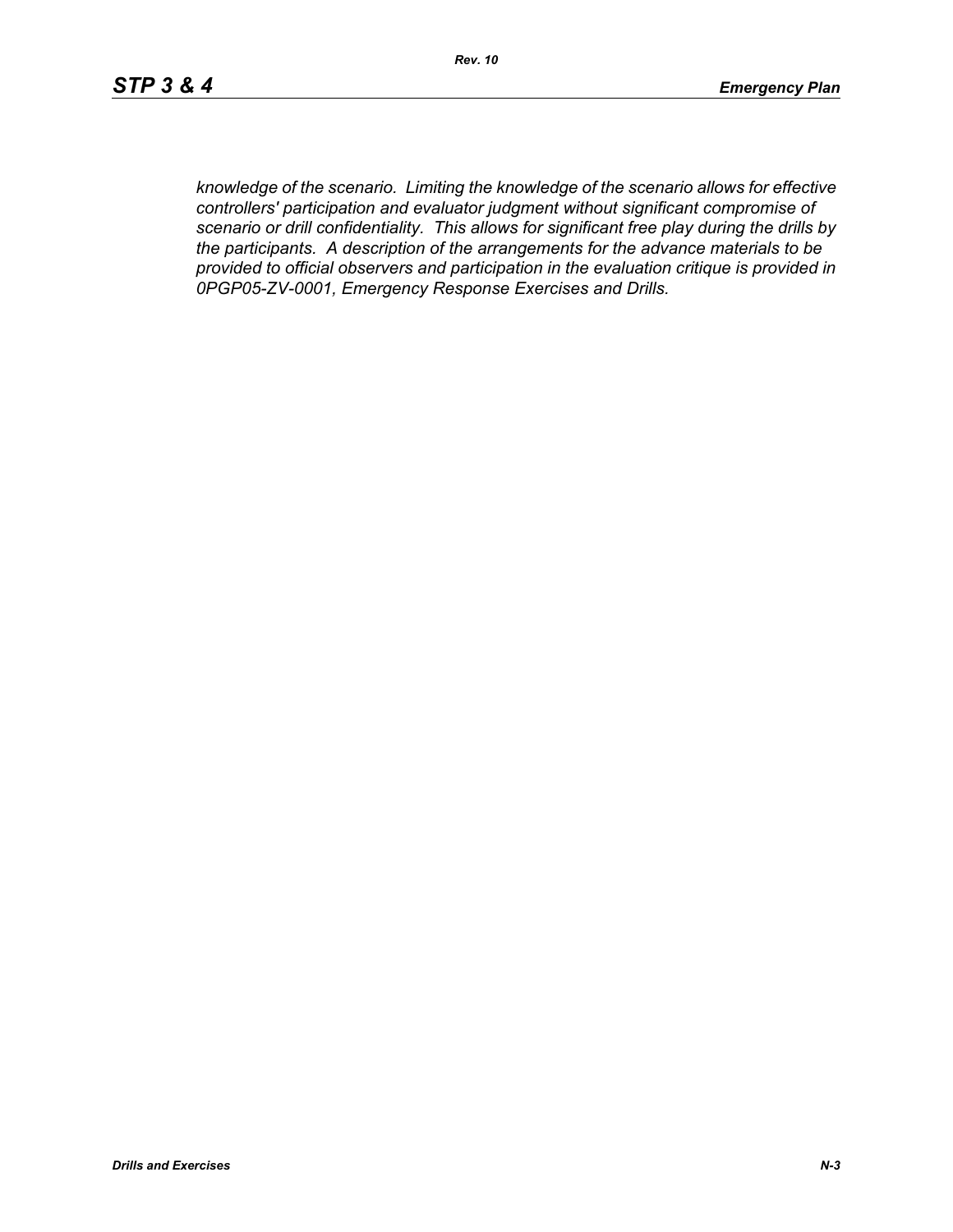*knowledge of the scenario. Limiting the knowledge of the scenario allows for effective controllers' participation and evaluator judgment without significant compromise of scenario or drill confidentiality. This allows for significant free play during the drills by the participants. A description of the arrangements for the advance materials to be provided to official observers and participation in the evaluation critique is provided in 0PGP05-ZV-0001, Emergency Response Exercises and Drills.*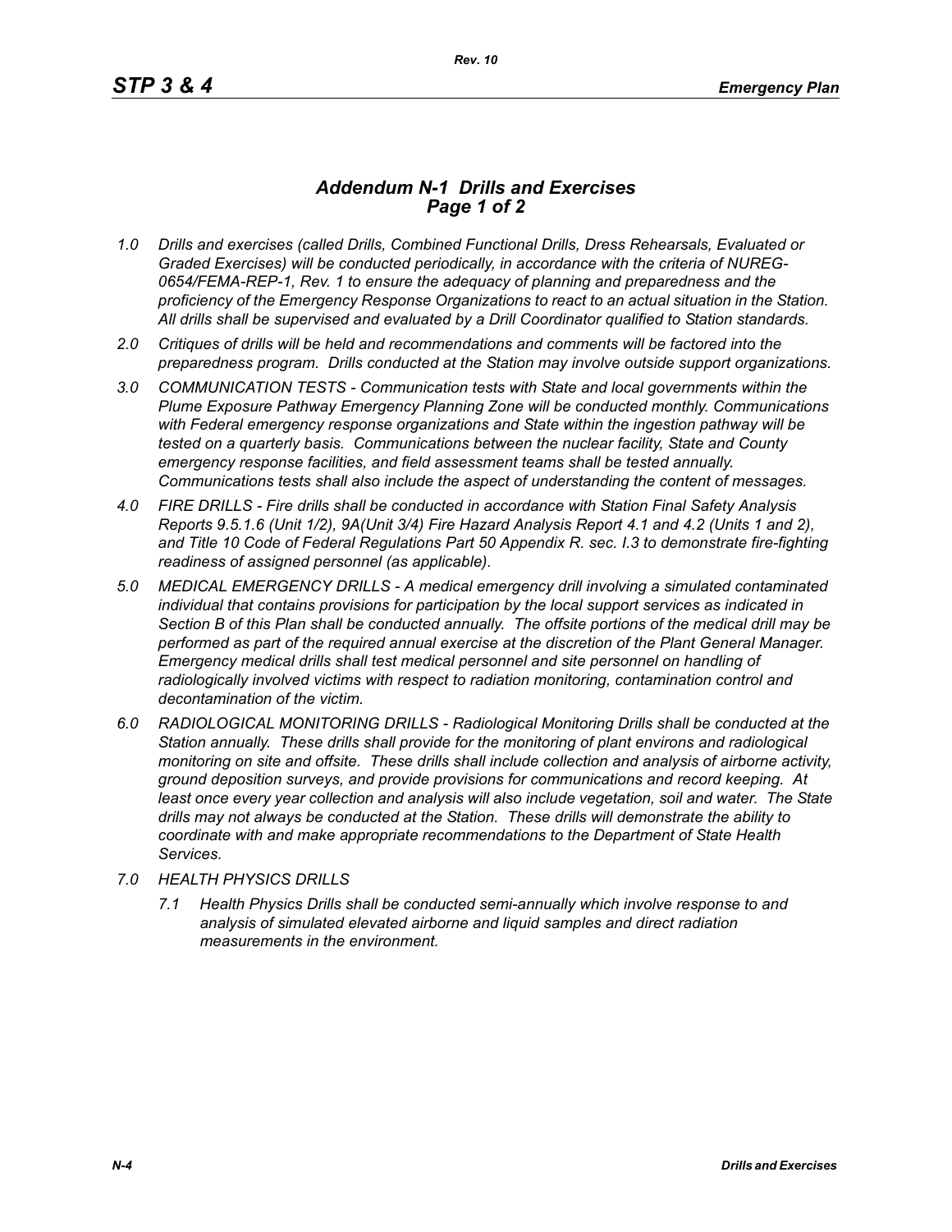## *Addendum N-1 Drills and Exercises*
## *Page 1 of 2*

*1.0 Drills and exercises (called Drills, Combined Functional Drills, Dress Rehearsals, Evaluated or Graded Exercises) will be conducted periodically, in accordance with the criteria of NUREG-0654/FEMA-REP-1, Rev. 1 to ensure the adequacy of planning and preparedness and the proficiency of the Emergency Response Organizations to react to an actual situation in the Station. All drills shall be supervised and evaluated by a Drill Coordinator qualified to Station standards.*

*2.0 Critiques of drills will be held and recommendations and comments will be factored into the preparedness program. Drills conducted at the Station may involve outside support organizations.*

*3.0 COMMUNICATION TESTS - Communication tests with State and local governments within the Plume Exposure Pathway Emergency Planning Zone will be conducted monthly. Communications with Federal emergency response organizations and State within the ingestion pathway will be tested on a quarterly basis. Communications between the nuclear facility, State and County emergency response facilities, and field assessment teams shall be tested annually. Communications tests shall also include the aspect of understanding the content of messages.*

*4.0 FIRE DRILLS - Fire drills shall be conducted in accordance with Station Final Safety Analysis Reports 9.5.1.6 (Unit 1/2), 9A(Unit 3/4) Fire Hazard Analysis Report 4.1 and 4.2 (Units 1 and 2), and Title 10 Code of Federal Regulations Part 50 Appendix R. sec. I.3 to demonstrate fire-fighting readiness of assigned personnel (as applicable).*

*5.0 MEDICAL EMERGENCY DRILLS - A medical emergency drill involving a simulated contaminated individual that contains provisions for participation by the local support services as indicated in Section B of this Plan shall be conducted annually. The offsite portions of the medical drill may be performed as part of the required annual exercise at the discretion of the Plant General Manager. Emergency medical drills shall test medical personnel and site personnel on handling of radiologically involved victims with respect to radiation monitoring, contamination control and decontamination of the victim.*

*6.0 RADIOLOGICAL MONITORING DRILLS - Radiological Monitoring Drills shall be conducted at the Station annually. These drills shall provide for the monitoring of plant environs and radiological monitoring on site and offsite. These drills shall include collection and analysis of airborne activity, ground deposition surveys, and provide provisions for communications and record keeping. At least once every year collection and analysis will also include vegetation, soil and water. The State drills may not always be conducted at the Station. These drills will demonstrate the ability to coordinate with and make appropriate recommendations to the Department of State Health Services.*

*7.0 HEALTH PHYSICS DRILLS*

*7.1 Health Physics Drills shall be conducted semi-annually which involve response to and analysis of simulated elevated airborne and liquid samples and direct radiation measurements in the environment.*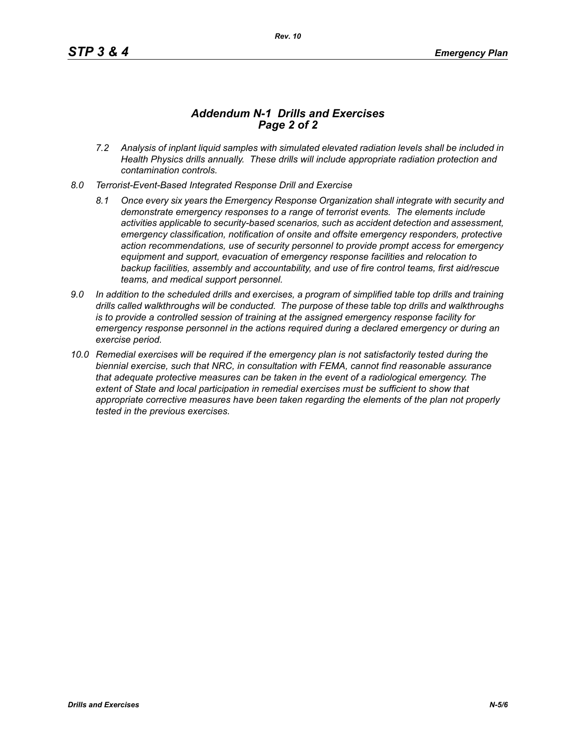### *Addendum N-1 Drills and Exercises*
### *Page 2 of 2*

*7.2 Analysis of inplant liquid samples with simulated elevated radiation levels shall be included in Health Physics drills annually. These drills will include appropriate radiation protection and contamination controls.*

*8.0 Terrorist-Event-Based Integrated Response Drill and Exercise*

*8.1 Once every six years the Emergency Response Organization shall integrate with security and demonstrate emergency responses to a range of terrorist events. The elements include activities applicable to security-based scenarios, such as accident detection and assessment, emergency classification, notification of onsite and offsite emergency responders, protective action recommendations, use of security personnel to provide prompt access for emergency equipment and support, evacuation of emergency response facilities and relocation to backup facilities, assembly and accountability, and use of fire control teams, first aid/rescue teams, and medical support personnel.*

*9.0 In addition to the scheduled drills and exercises, a program of simplified table top drills and training drills called walkthroughs will be conducted. The purpose of these table top drills and walkthroughs is to provide a controlled session of training at the assigned emergency response facility for emergency response personnel in the actions required during a declared emergency or during an exercise period.*

*10.0 Remedial exercises will be required if the emergency plan is not satisfactorily tested during the biennial exercise, such that NRC, in consultation with FEMA, cannot find reasonable assurance that adequate protective measures can be taken in the event of a radiological emergency. The extent of State and local participation in remedial exercises must be sufficient to show that appropriate corrective measures have been taken regarding the elements of the plan not properly tested in the previous exercises.*